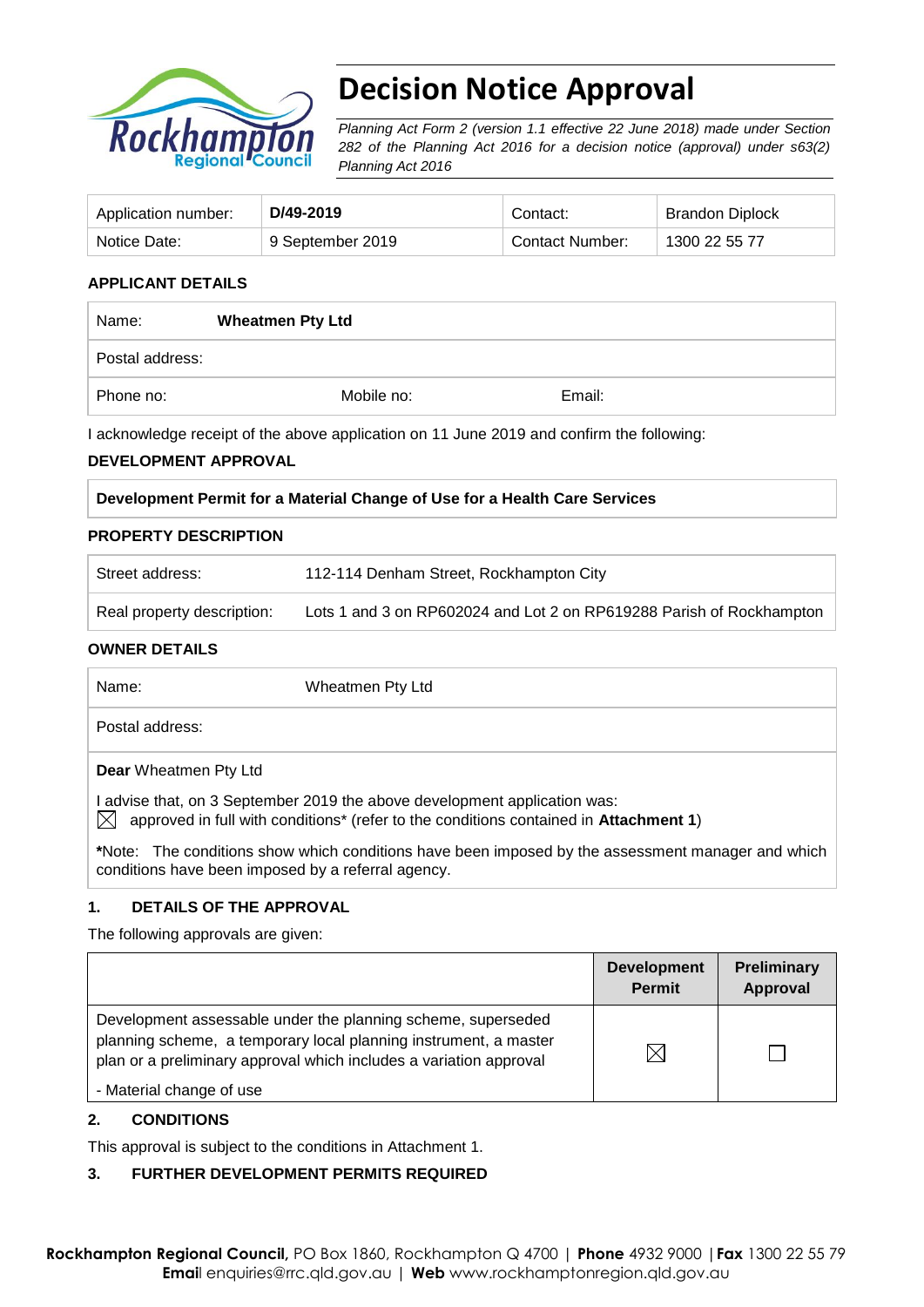# Decision Notice Approval

*Planning Act Form 2 (version 1.1 effective 22 June 2018) made under Section 282 of the Planning Act 2016 for a decision notice (approval) under s63(2) Planning Act 2016*

| Application number: | **D/49-2019** | Contact: | Brandon Diplock |
| --- | --- | --- | --- |
| Notice Date: | 9 September 2019 | Contact Number: | 1300 22 55 77 |

### APPLICANT DETAILS

| Name: | **Wheatmen Pty Ltd** | |
| --- | --- | --- |
| Postal address: | | |
| Phone no: | Mobile no: | Email: |

I acknowledge receipt of the above application on 11 June 2019 and confirm the following:

### DEVELOPMENT APPROVAL

**Development Permit for a Material Change of Use for a Health Care Services**

### PROPERTY DESCRIPTION

| Street address: | 112-114 Denham Street, Rockhampton City |
| --- | --- |
| Real property description: | Lots 1 and 3 on RP602024 and Lot 2 on RP619288 Parish of Rockhampton |

### OWNER DETAILS

| Name: | Wheatmen Pty Ltd |
| --- | --- |
| Postal address: | |

**Dear** Wheatmen Pty Ltd

I advise that, on 3 September 2019 the above development application was:

☒ approved in full with conditions* (refer to the conditions contained in **Attachment 1**)

***Note:** The conditions show which conditions have been imposed by the assessment manager and which conditions have been imposed by a referral agency.

### 1. DETAILS OF THE APPROVAL

The following approvals are given:

| | Development Permit | Preliminary Approval |
| --- | --- | --- |
| Development assessable under the planning scheme, superseded planning scheme, a temporary local planning instrument, a master plan or a preliminary approval which includes a variation approval<br>- Material change of use | ☒ | ☐ |

### 2. CONDITIONS

This approval is subject to the conditions in Attachment 1.

### 3. FURTHER DEVELOPMENT PERMITS REQUIRED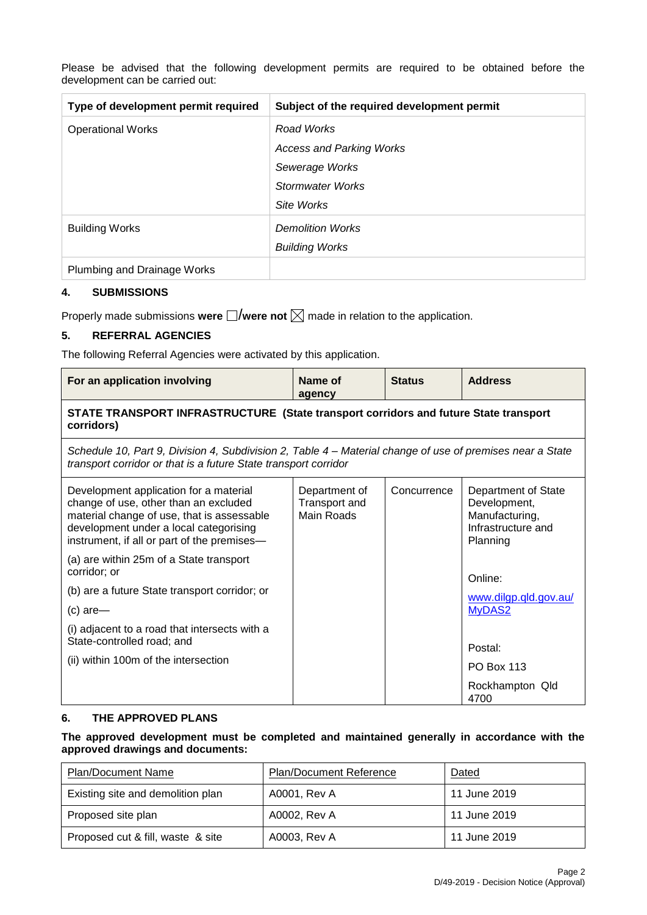Please be advised that the following development permits are required to be obtained before the development can be carried out:

| Type of development permit required | Subject of the required development permit |
|---|---|
| Operational Works | *Road Works*<br>*Access and Parking Works*<br>*Sewerage Works*<br>*Stormwater Works*<br>*Site Works* |
| Building Works | *Demolition Works*<br>*Building Works* |
| Plumbing and Drainage Works | |

## 4. SUBMISSIONS

Properly made submissions **were** ☐/**were not** ☒ made in relation to the application.

## 5. REFERRAL AGENCIES

The following Referral Agencies were activated by this application.

| For an application involving | Name of agency | Status | Address |
|---|---|---|---|
| **STATE TRANSPORT INFRASTRUCTURE (State transport corridors and future State transport corridors)** | | | |
| *Schedule 10, Part 9, Division 4, Subdivision 2, Table 4 – Material change of use of premises near a State transport corridor or that is a future State transport corridor* | | | |
| Development application for a material change of use, other than an excluded material change of use, that is assessable development under a local categorising instrument, if all or part of the premises—<br>(a) are within 25m of a State transport corridor; or<br>(b) are a future State transport corridor; or<br>(c) are—<br>(i) adjacent to a road that intersects with a State-controlled road; and<br>(ii) within 100m of the intersection | Department of Transport and Main Roads | Concurrence | Department of State Development, Manufacturing, Infrastructure and Planning<br><br>Online:<br>www.dilgp.qld.gov.au/MyDAS2<br><br>Postal:<br>PO Box 113<br>Rockhampton Qld 4700 |

## 6. THE APPROVED PLANS

**The approved development must be completed and maintained generally in accordance with the approved drawings and documents:**

| Plan/Document Name | Plan/Document Reference | Dated |
|---|---|---|
| Existing site and demolition plan | A0001, Rev A | 11 June 2019 |
| Proposed site plan | A0002, Rev A | 11 June 2019 |
| Proposed cut & fill, waste & site | A0003, Rev A | 11 June 2019 |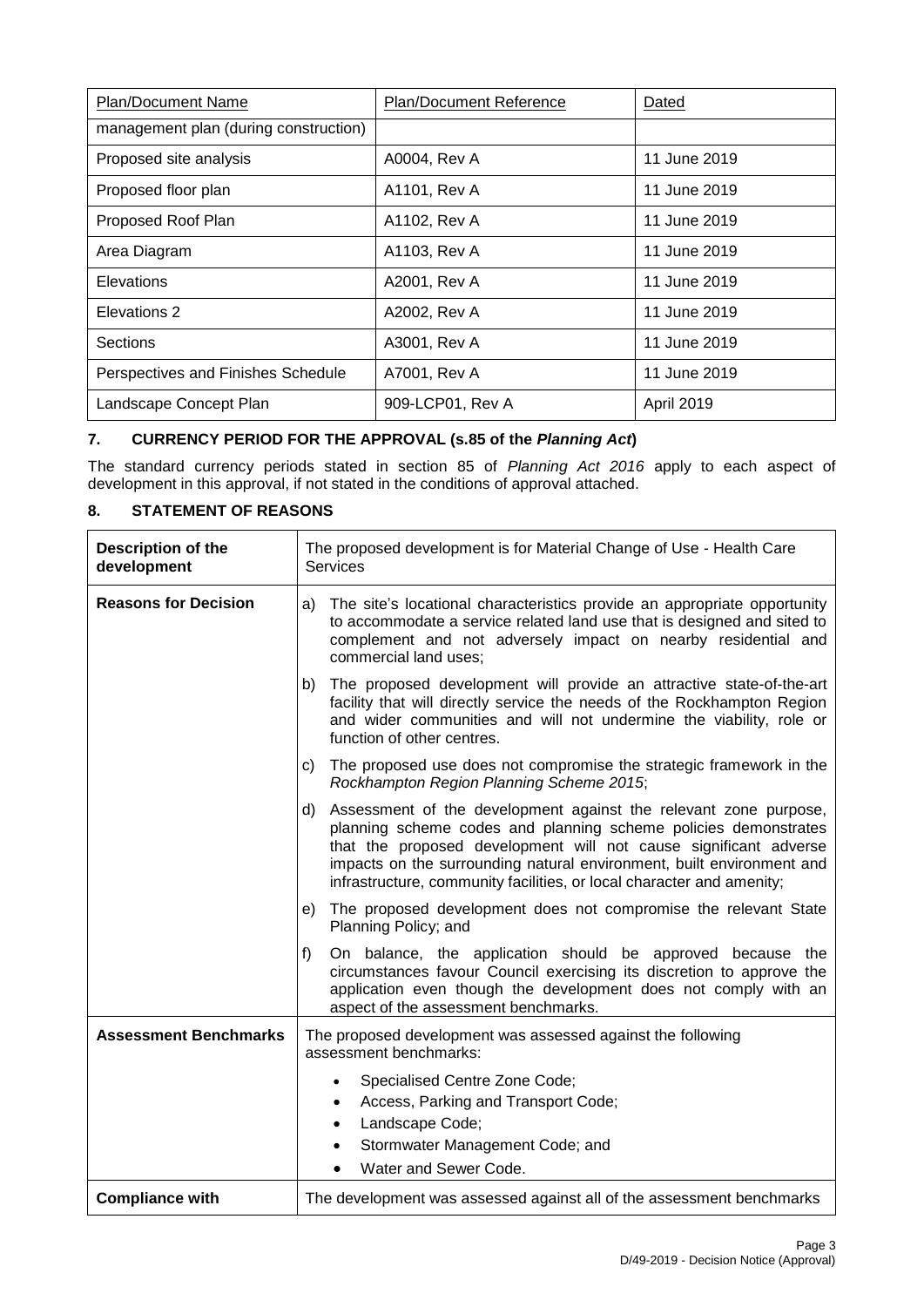| Plan/Document Name | Plan/Document Reference | Dated |
|---|---|---|
| management plan (during construction) | | |
| Proposed site analysis | A0004, Rev A | 11 June 2019 |
| Proposed floor plan | A1101, Rev A | 11 June 2019 |
| Proposed Roof Plan | A1102, Rev A | 11 June 2019 |
| Area Diagram | A1103, Rev A | 11 June 2019 |
| Elevations | A2001, Rev A | 11 June 2019 |
| Elevations 2 | A2002, Rev A | 11 June 2019 |
| Sections | A3001, Rev A | 11 June 2019 |
| Perspectives and Finishes Schedule | A7001, Rev A | 11 June 2019 |
| Landscape Concept Plan | 909-LCP01, Rev A | April 2019 |

## 7. CURRENCY PERIOD FOR THE APPROVAL (s.85 of the *Planning Act*)

The standard currency periods stated in section 85 of *Planning Act 2016* apply to each aspect of development in this approval, if not stated in the conditions of approval attached.

## 8. STATEMENT OF REASONS

| **Description of the development** | The proposed development is for Material Change of Use - Health Care Services |
|---|---|
| **Reasons for Decision** | a) The site's locational characteristics provide an appropriate opportunity to accommodate a service related land use that is designed and sited to complement and not adversely impact on nearby residential and commercial land uses; <br> b) The proposed development will provide an attractive state-of-the-art facility that will directly service the needs of the Rockhampton Region and wider communities and will not undermine the viability, role or function of other centres. <br> c) The proposed use does not compromise the strategic framework in the *Rockhampton Region Planning Scheme 2015*; <br> d) Assessment of the development against the relevant zone purpose, planning scheme codes and planning scheme policies demonstrates that the proposed development will not cause significant adverse impacts on the surrounding natural environment, built environment and infrastructure, community facilities, or local character and amenity; <br> e) The proposed development does not compromise the relevant State Planning Policy; and <br> f) On balance, the application should be approved because the circumstances favour Council exercising its discretion to approve the application even though the development does not comply with an aspect of the assessment benchmarks. |
| **Assessment Benchmarks** | The proposed development was assessed against the following assessment benchmarks: <br> • Specialised Centre Zone Code; <br> • Access, Parking and Transport Code; <br> • Landscape Code; <br> • Stormwater Management Code; and <br> • Water and Sewer Code. |
| **Compliance with** | The development was assessed against all of the assessment benchmarks |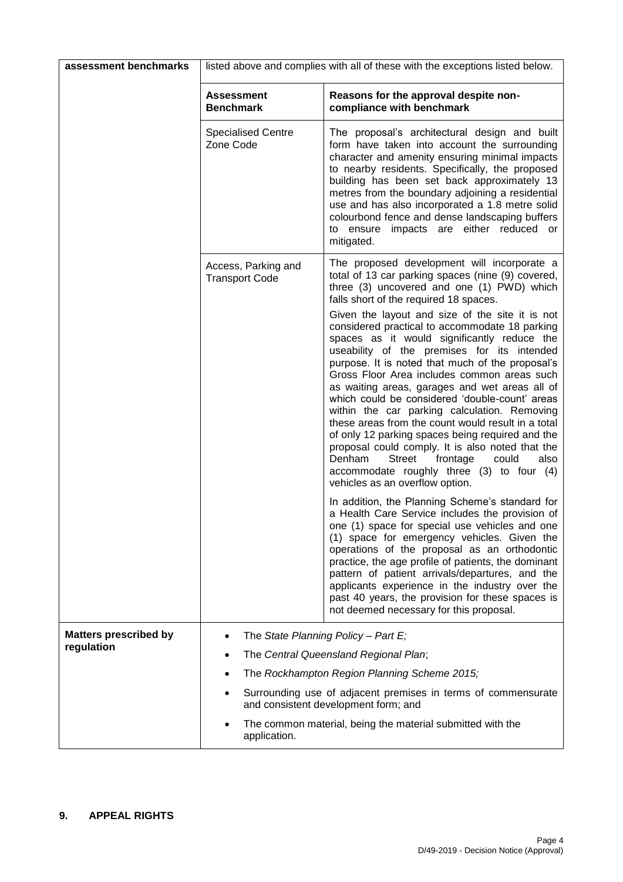| **assessment benchmarks** | listed above and complies with all of these with the exceptions listed below. | |
|---|---|---|
| | **Assessment Benchmark** | **Reasons for the approval despite non-compliance with benchmark** |
| | Specialised Centre Zone Code | The proposal's architectural design and built form have taken into account the surrounding character and amenity ensuring minimal impacts to nearby residents. Specifically, the proposed building has been set back approximately 13 metres from the boundary adjoining a residential use and has also incorporated a 1.8 metre solid colourbond fence and dense landscaping buffers to ensure impacts are either reduced or mitigated. |
| | Access, Parking and Transport Code | The proposed development will incorporate a total of 13 car parking spaces (nine (9) covered, three (3) uncovered and one (1) PWD) which falls short of the required 18 spaces.<br><br>Given the layout and size of the site it is not considered practical to accommodate 18 parking spaces as it would significantly reduce the useability of the premises for its intended purpose. It is noted that much of the proposal's Gross Floor Area includes common areas such as waiting areas, garages and wet areas all of which could be considered 'double-count' areas within the car parking calculation. Removing these areas from the count would result in a total of only 12 parking spaces being required and the proposal could comply. It is also noted that the Denham Street frontage could also accommodate roughly three (3) to four (4) vehicles as an overflow option.<br><br>In addition, the Planning Scheme's standard for a Health Care Service includes the provision of one (1) space for special use vehicles and one (1) space for emergency vehicles. Given the operations of the proposal as an orthodontic practice, the age profile of patients, the dominant pattern of patient arrivals/departures, and the applicants experience in the industry over the past 40 years, the provision for these spaces is not deemed necessary for this proposal. |
| **Matters prescribed by regulation** | • The *State Planning Policy – Part E;*<br>• The *Central Queensland Regional Plan*;<br>• The *Rockhampton Region Planning Scheme 2015;*<br>• Surrounding use of adjacent premises in terms of commensurate and consistent development form; and<br>• The common material, being the material submitted with the application. | |

## 9. APPEAL RIGHTS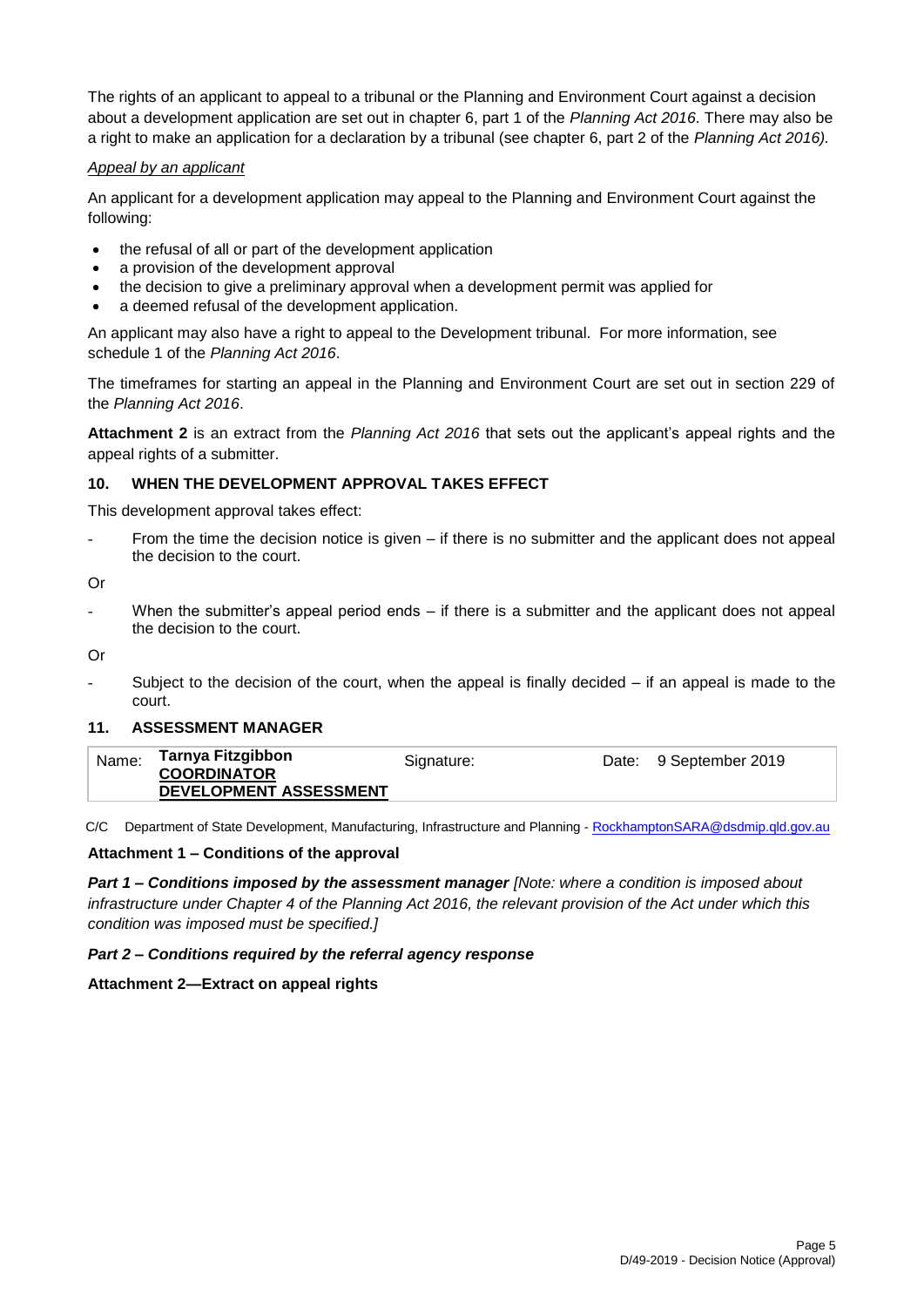The rights of an applicant to appeal to a tribunal or the Planning and Environment Court against a decision about a development application are set out in chapter 6, part 1 of the *Planning Act 2016*. There may also be a right to make an application for a declaration by a tribunal (see chapter 6, part 2 of the *Planning Act 2016).*

*Appeal by an applicant*

An applicant for a development application may appeal to the Planning and Environment Court against the following:

- the refusal of all or part of the development application
- a provision of the development approval
- the decision to give a preliminary approval when a development permit was applied for
- a deemed refusal of the development application.

An applicant may also have a right to appeal to the Development tribunal. For more information, see schedule 1 of the *Planning Act 2016*.

The timeframes for starting an appeal in the Planning and Environment Court are set out in section 229 of the *Planning Act 2016*.

**Attachment 2** is an extract from the *Planning Act 2016* that sets out the applicant's appeal rights and the appeal rights of a submitter.

## 10. WHEN THE DEVELOPMENT APPROVAL TAKES EFFECT

This development approval takes effect:

- From the time the decision notice is given – if there is no submitter and the applicant does not appeal the decision to the court.

Or

- When the submitter's appeal period ends – if there is a submitter and the applicant does not appeal the decision to the court.

Or

- Subject to the decision of the court, when the appeal is finally decided – if an appeal is made to the court.

## 11. ASSESSMENT MANAGER

| Name: | Tarnya Fitzgibbon<br>COORDINATOR<br>DEVELOPMENT ASSESSMENT | Signature: | Date: | 9 September 2019 |
|---|---|---|---|---|

C/C Department of State Development, Manufacturing, Infrastructure and Planning - RockhamptonSARA@dsdmip.qld.gov.au

**Attachment 1 – Conditions of the approval**

***Part 1 – Conditions imposed by the assessment manager*** *[Note: where a condition is imposed about infrastructure under Chapter 4 of the Planning Act 2016, the relevant provision of the Act under which this condition was imposed must be specified.]*

***Part 2 – Conditions required by the referral agency response***

**Attachment 2—Extract on appeal rights**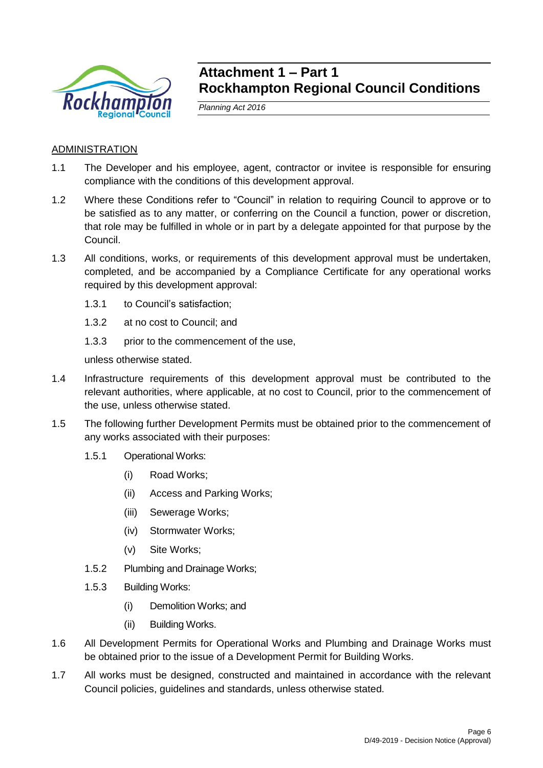# Attachment 1 – Part 1
# Rockhampton Regional Council Conditions

*Planning Act 2016*

ADMINISTRATION

1.1 The Developer and his employee, agent, contractor or invitee is responsible for ensuring compliance with the conditions of this development approval.

1.2 Where these Conditions refer to "Council" in relation to requiring Council to approve or to be satisfied as to any matter, or conferring on the Council a function, power or discretion, that role may be fulfilled in whole or in part by a delegate appointed for that purpose by the Council.

1.3 All conditions, works, or requirements of this development approval must be undertaken, completed, and be accompanied by a Compliance Certificate for any operational works required by this development approval:

   1.3.1 to Council's satisfaction;

   1.3.2 at no cost to Council; and

   1.3.3 prior to the commencement of the use,

   unless otherwise stated.

1.4 Infrastructure requirements of this development approval must be contributed to the relevant authorities, where applicable, at no cost to Council, prior to the commencement of the use, unless otherwise stated.

1.5 The following further Development Permits must be obtained prior to the commencement of any works associated with their purposes:

   1.5.1 Operational Works:

      (i) Road Works;

      (ii) Access and Parking Works;

      (iii) Sewerage Works;

      (iv) Stormwater Works;

      (v) Site Works;

   1.5.2 Plumbing and Drainage Works;

   1.5.3 Building Works:

      (i) Demolition Works; and

      (ii) Building Works.

1.6 All Development Permits for Operational Works and Plumbing and Drainage Works must be obtained prior to the issue of a Development Permit for Building Works.

1.7 All works must be designed, constructed and maintained in accordance with the relevant Council policies, guidelines and standards, unless otherwise stated.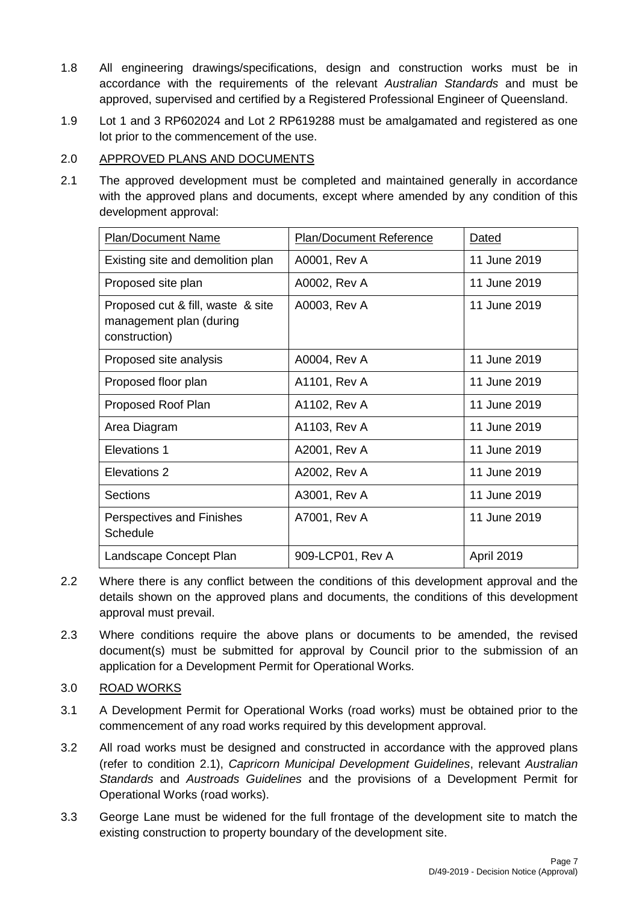1.8 All engineering drawings/specifications, design and construction works must be in accordance with the requirements of the relevant *Australian Standards* and must be approved, supervised and certified by a Registered Professional Engineer of Queensland.

1.9 Lot 1 and 3 RP602024 and Lot 2 RP619288 must be amalgamated and registered as one lot prior to the commencement of the use.

2.0 <u>APPROVED PLANS AND DOCUMENTS</u>

2.1 The approved development must be completed and maintained generally in accordance with the approved plans and documents, except where amended by any condition of this development approval:

| Plan/Document Name | Plan/Document Reference | Dated |
|---|---|---|
| Existing site and demolition plan | A0001, Rev A | 11 June 2019 |
| Proposed site plan | A0002, Rev A | 11 June 2019 |
| Proposed cut & fill, waste & site management plan (during construction) | A0003, Rev A | 11 June 2019 |
| Proposed site analysis | A0004, Rev A | 11 June 2019 |
| Proposed floor plan | A1101, Rev A | 11 June 2019 |
| Proposed Roof Plan | A1102, Rev A | 11 June 2019 |
| Area Diagram | A1103, Rev A | 11 June 2019 |
| Elevations 1 | A2001, Rev A | 11 June 2019 |
| Elevations 2 | A2002, Rev A | 11 June 2019 |
| Sections | A3001, Rev A | 11 June 2019 |
| Perspectives and Finishes Schedule | A7001, Rev A | 11 June 2019 |
| Landscape Concept Plan | 909-LCP01, Rev A | April 2019 |

2.2 Where there is any conflict between the conditions of this development approval and the details shown on the approved plans and documents, the conditions of this development approval must prevail.

2.3 Where conditions require the above plans or documents to be amended, the revised document(s) must be submitted for approval by Council prior to the submission of an application for a Development Permit for Operational Works.

3.0 <u>ROAD WORKS</u>

3.1 A Development Permit for Operational Works (road works) must be obtained prior to the commencement of any road works required by this development approval.

3.2 All road works must be designed and constructed in accordance with the approved plans (refer to condition 2.1), *Capricorn Municipal Development Guidelines*, relevant *Australian Standards* and *Austroads Guidelines* and the provisions of a Development Permit for Operational Works (road works).

3.3 George Lane must be widened for the full frontage of the development site to match the existing construction to property boundary of the development site.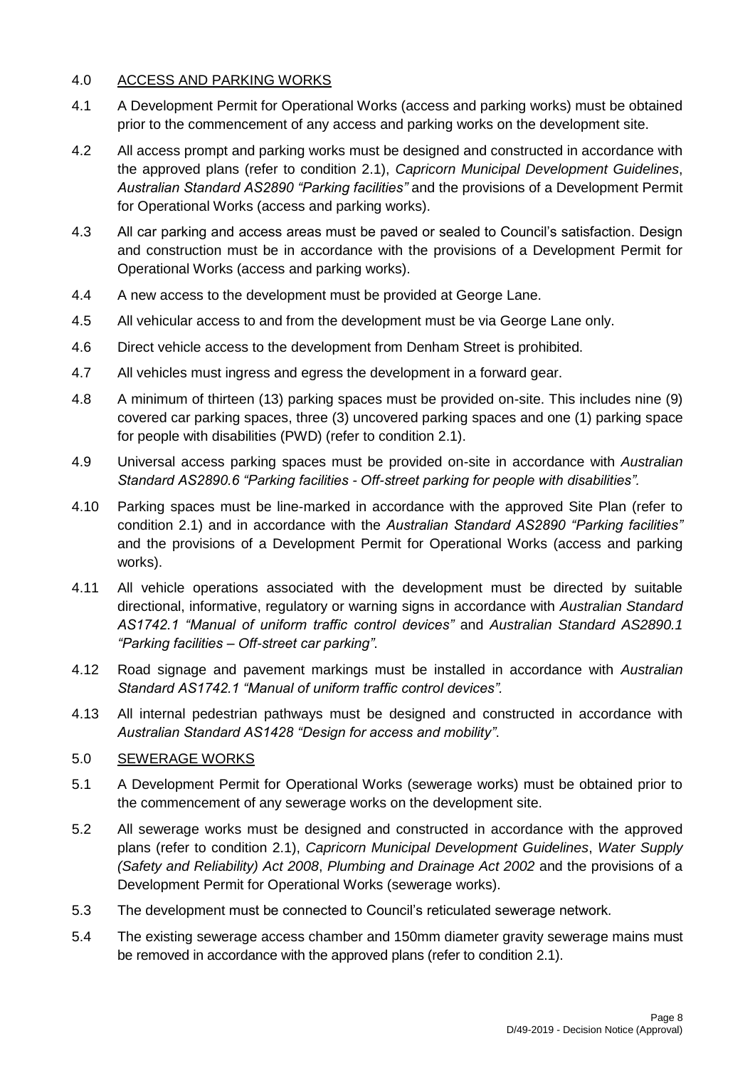4.0 <u>ACCESS AND PARKING WORKS</u>

4.1 A Development Permit for Operational Works (access and parking works) must be obtained prior to the commencement of any access and parking works on the development site.

4.2 All access prompt and parking works must be designed and constructed in accordance with the approved plans (refer to condition 2.1), *Capricorn Municipal Development Guidelines*, *Australian Standard AS2890 "Parking facilities"* and the provisions of a Development Permit for Operational Works (access and parking works).

4.3 All car parking and access areas must be paved or sealed to Council's satisfaction. Design and construction must be in accordance with the provisions of a Development Permit for Operational Works (access and parking works).

4.4 A new access to the development must be provided at George Lane.

4.5 All vehicular access to and from the development must be via George Lane only.

4.6 Direct vehicle access to the development from Denham Street is prohibited.

4.7 All vehicles must ingress and egress the development in a forward gear.

4.8 A minimum of thirteen (13) parking spaces must be provided on-site. This includes nine (9) covered car parking spaces, three (3) uncovered parking spaces and one (1) parking space for people with disabilities (PWD) (refer to condition 2.1).

4.9 Universal access parking spaces must be provided on-site in accordance with *Australian Standard AS2890.6 "Parking facilities - Off-street parking for people with disabilities"*.

4.10 Parking spaces must be line-marked in accordance with the approved Site Plan (refer to condition 2.1) and in accordance with the *Australian Standard AS2890 "Parking facilities"* and the provisions of a Development Permit for Operational Works (access and parking works).

4.11 All vehicle operations associated with the development must be directed by suitable directional, informative, regulatory or warning signs in accordance with *Australian Standard AS1742.1 "Manual of uniform traffic control devices"* and *Australian Standard AS2890.1 "Parking facilities – Off-street car parking"*.

4.12 Road signage and pavement markings must be installed in accordance with *Australian Standard AS1742.1 "Manual of uniform traffic control devices"*.

4.13 All internal pedestrian pathways must be designed and constructed in accordance with *Australian Standard AS1428 "Design for access and mobility"*.

5.0 <u>SEWERAGE WORKS</u>

5.1 A Development Permit for Operational Works (sewerage works) must be obtained prior to the commencement of any sewerage works on the development site.

5.2 All sewerage works must be designed and constructed in accordance with the approved plans (refer to condition 2.1), *Capricorn Municipal Development Guidelines*, *Water Supply (Safety and Reliability) Act 2008*, *Plumbing and Drainage Act 2002* and the provisions of a Development Permit for Operational Works (sewerage works).

5.3 The development must be connected to Council's reticulated sewerage network.

5.4 The existing sewerage access chamber and 150mm diameter gravity sewerage mains must be removed in accordance with the approved plans (refer to condition 2.1).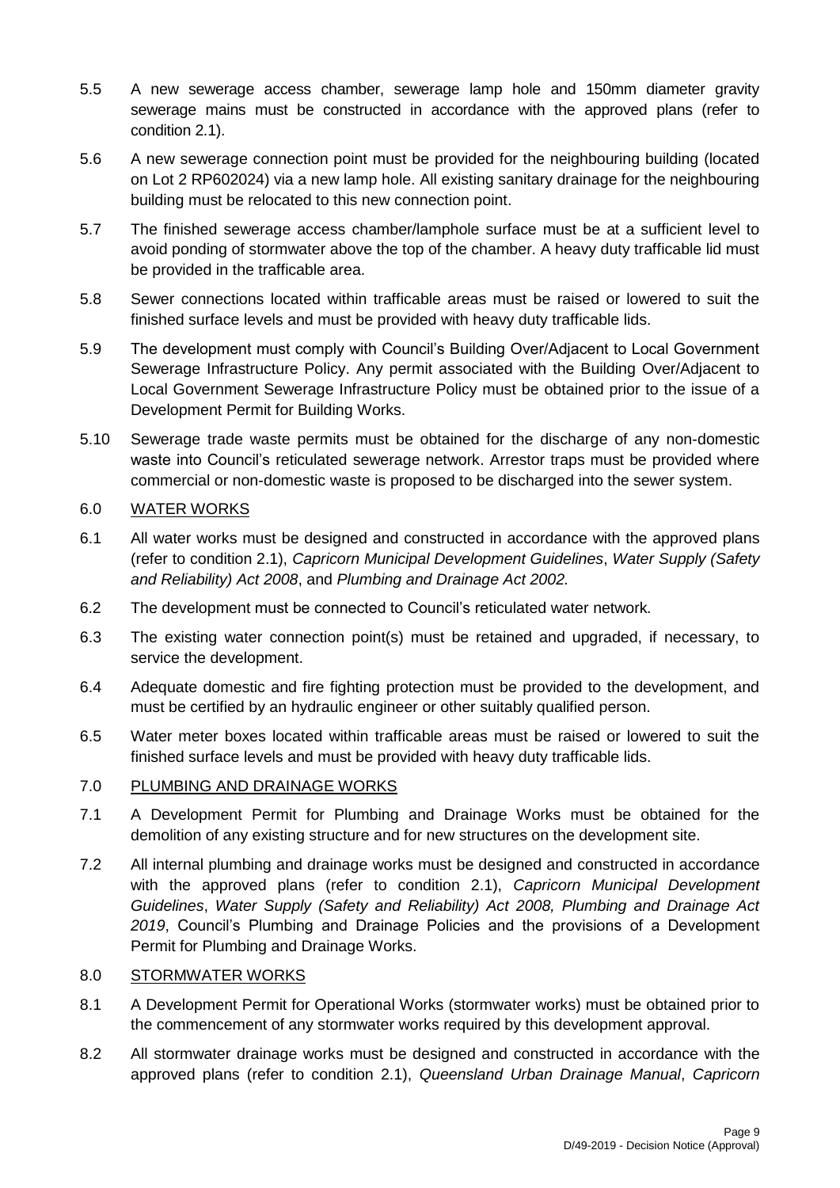5.5 A new sewerage access chamber, sewerage lamp hole and 150mm diameter gravity sewerage mains must be constructed in accordance with the approved plans (refer to condition 2.1).

5.6 A new sewerage connection point must be provided for the neighbouring building (located on Lot 2 RP602024) via a new lamp hole. All existing sanitary drainage for the neighbouring building must be relocated to this new connection point.

5.7 The finished sewerage access chamber/lamphole surface must be at a sufficient level to avoid ponding of stormwater above the top of the chamber. A heavy duty trafficable lid must be provided in the trafficable area.

5.8 Sewer connections located within trafficable areas must be raised or lowered to suit the finished surface levels and must be provided with heavy duty trafficable lids.

5.9 The development must comply with Council's Building Over/Adjacent to Local Government Sewerage Infrastructure Policy. Any permit associated with the Building Over/Adjacent to Local Government Sewerage Infrastructure Policy must be obtained prior to the issue of a Development Permit for Building Works.

5.10 Sewerage trade waste permits must be obtained for the discharge of any non-domestic waste into Council's reticulated sewerage network. Arrestor traps must be provided where commercial or non-domestic waste is proposed to be discharged into the sewer system.

## 6.0 WATER WORKS

6.1 All water works must be designed and constructed in accordance with the approved plans (refer to condition 2.1), *Capricorn Municipal Development Guidelines*, *Water Supply (Safety and Reliability) Act 2008*, and *Plumbing and Drainage Act 2002.*

6.2 The development must be connected to Council's reticulated water network.

6.3 The existing water connection point(s) must be retained and upgraded, if necessary, to service the development.

6.4 Adequate domestic and fire fighting protection must be provided to the development, and must be certified by an hydraulic engineer or other suitably qualified person.

6.5 Water meter boxes located within trafficable areas must be raised or lowered to suit the finished surface levels and must be provided with heavy duty trafficable lids.

## 7.0 PLUMBING AND DRAINAGE WORKS

7.1 A Development Permit for Plumbing and Drainage Works must be obtained for the demolition of any existing structure and for new structures on the development site.

7.2 All internal plumbing and drainage works must be designed and constructed in accordance with the approved plans (refer to condition 2.1), *Capricorn Municipal Development Guidelines*, *Water Supply (Safety and Reliability) Act 2008, Plumbing and Drainage Act 2019*, Council's Plumbing and Drainage Policies and the provisions of a Development Permit for Plumbing and Drainage Works.

## 8.0 STORMWATER WORKS

8.1 A Development Permit for Operational Works (stormwater works) must be obtained prior to the commencement of any stormwater works required by this development approval.

8.2 All stormwater drainage works must be designed and constructed in accordance with the approved plans (refer to condition 2.1), *Queensland Urban Drainage Manual*, *Capricorn*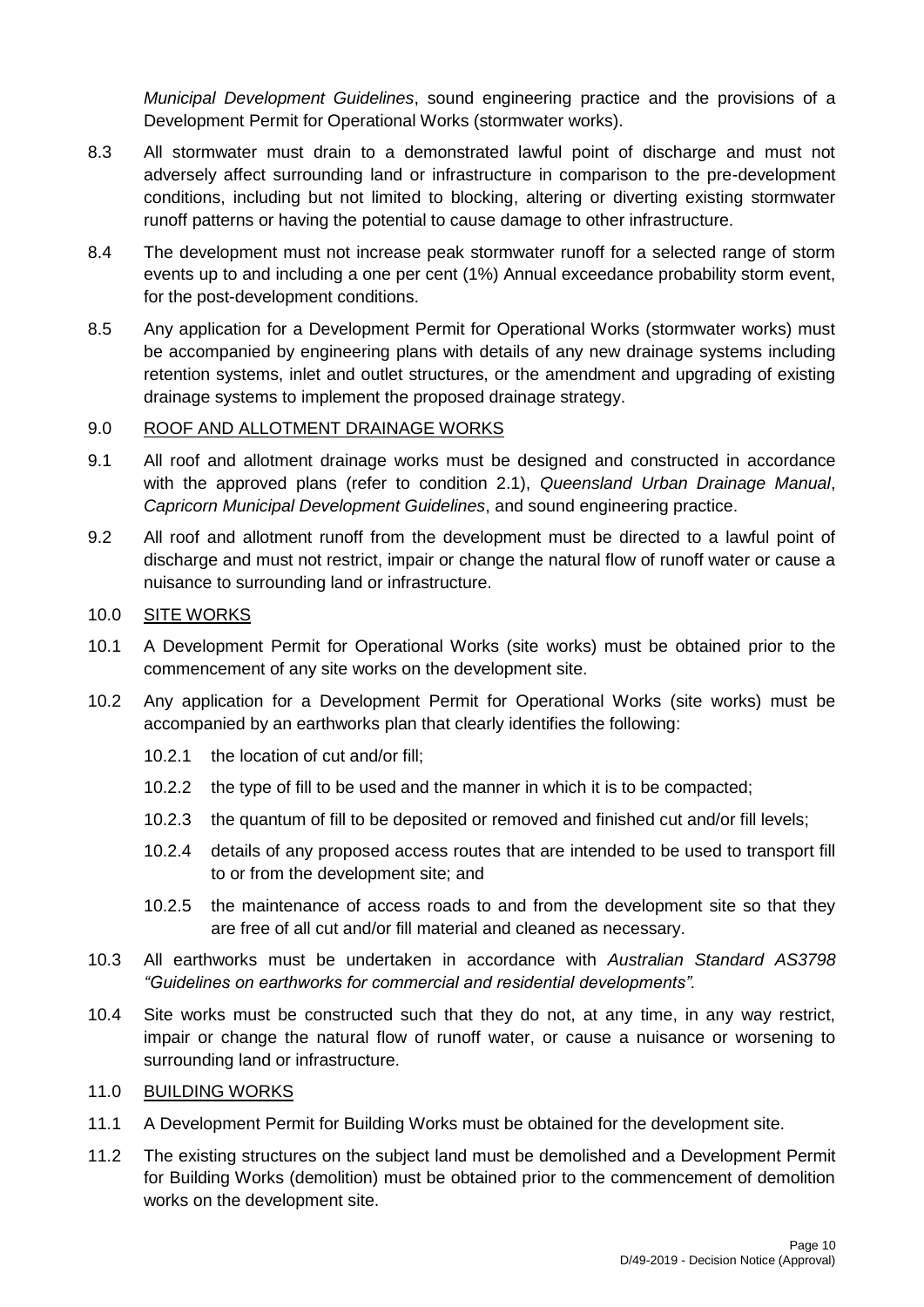*Municipal Development Guidelines*, sound engineering practice and the provisions of a Development Permit for Operational Works (stormwater works).

8.3 All stormwater must drain to a demonstrated lawful point of discharge and must not adversely affect surrounding land or infrastructure in comparison to the pre-development conditions, including but not limited to blocking, altering or diverting existing stormwater runoff patterns or having the potential to cause damage to other infrastructure.

8.4 The development must not increase peak stormwater runoff for a selected range of storm events up to and including a one per cent (1%) Annual exceedance probability storm event, for the post-development conditions.

8.5 Any application for a Development Permit for Operational Works (stormwater works) must be accompanied by engineering plans with details of any new drainage systems including retention systems, inlet and outlet structures, or the amendment and upgrading of existing drainage systems to implement the proposed drainage strategy.

9.0 <u>ROOF AND ALLOTMENT DRAINAGE WORKS</u>

9.1 All roof and allotment drainage works must be designed and constructed in accordance with the approved plans (refer to condition 2.1), *Queensland Urban Drainage Manual*, *Capricorn Municipal Development Guidelines*, and sound engineering practice.

9.2 All roof and allotment runoff from the development must be directed to a lawful point of discharge and must not restrict, impair or change the natural flow of runoff water or cause a nuisance to surrounding land or infrastructure.

10.0 <u>SITE WORKS</u>

10.1 A Development Permit for Operational Works (site works) must be obtained prior to the commencement of any site works on the development site.

10.2 Any application for a Development Permit for Operational Works (site works) must be accompanied by an earthworks plan that clearly identifies the following:

- 10.2.1 the location of cut and/or fill;
- 10.2.2 the type of fill to be used and the manner in which it is to be compacted;
- 10.2.3 the quantum of fill to be deposited or removed and finished cut and/or fill levels;
- 10.2.4 details of any proposed access routes that are intended to be used to transport fill to or from the development site; and
- 10.2.5 the maintenance of access roads to and from the development site so that they are free of all cut and/or fill material and cleaned as necessary.

10.3 All earthworks must be undertaken in accordance with *Australian Standard AS3798 "Guidelines on earthworks for commercial and residential developments".*

10.4 Site works must be constructed such that they do not, at any time, in any way restrict, impair or change the natural flow of runoff water, or cause a nuisance or worsening to surrounding land or infrastructure.

11.0 <u>BUILDING WORKS</u>

11.1 A Development Permit for Building Works must be obtained for the development site.

11.2 The existing structures on the subject land must be demolished and a Development Permit for Building Works (demolition) must be obtained prior to the commencement of demolition works on the development site.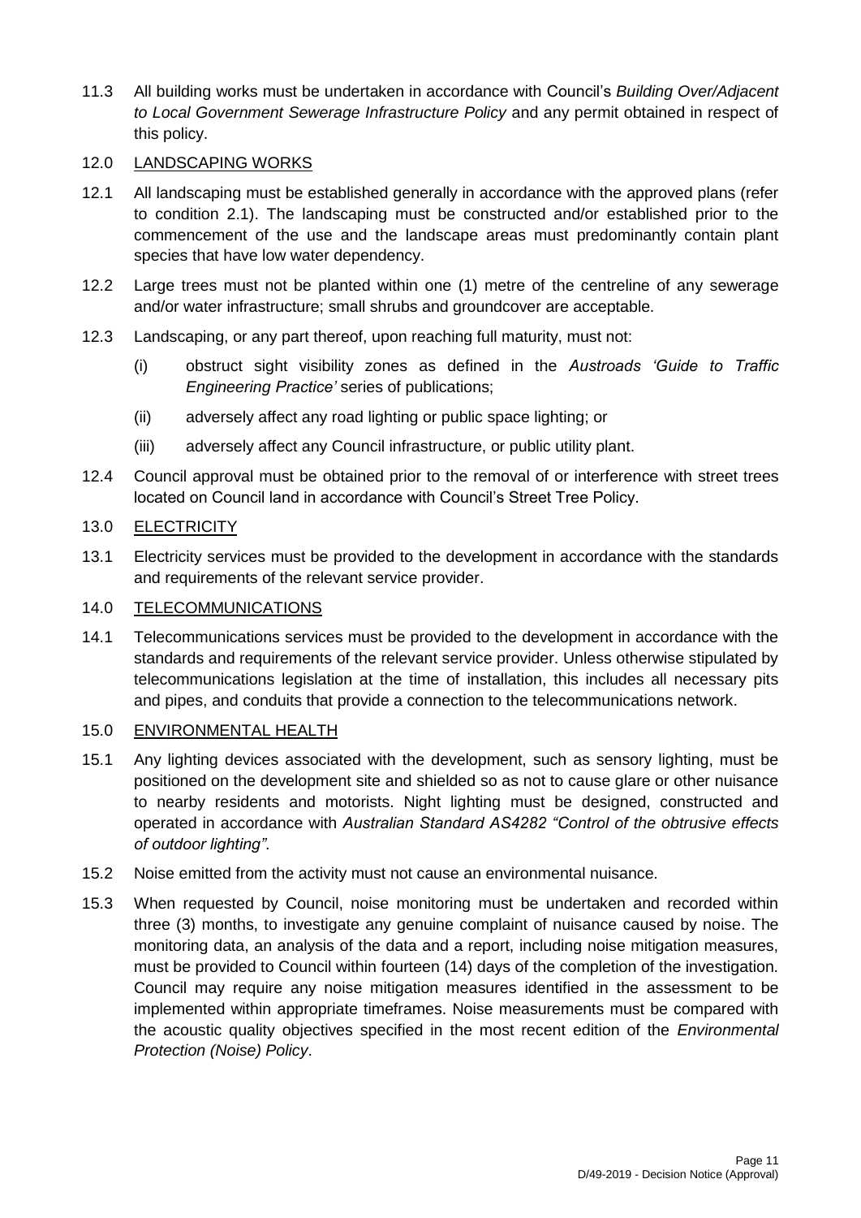11.3 All building works must be undertaken in accordance with Council's *Building Over/Adjacent to Local Government Sewerage Infrastructure Policy* and any permit obtained in respect of this policy.

12.0 LANDSCAPING WORKS

12.1 All landscaping must be established generally in accordance with the approved plans (refer to condition 2.1). The landscaping must be constructed and/or established prior to the commencement of the use and the landscape areas must predominantly contain plant species that have low water dependency.

12.2 Large trees must not be planted within one (1) metre of the centreline of any sewerage and/or water infrastructure; small shrubs and groundcover are acceptable.

12.3 Landscaping, or any part thereof, upon reaching full maturity, must not:

(i) obstruct sight visibility zones as defined in the *Austroads 'Guide to Traffic Engineering Practice'* series of publications;

(ii) adversely affect any road lighting or public space lighting; or

(iii) adversely affect any Council infrastructure, or public utility plant.

12.4 Council approval must be obtained prior to the removal of or interference with street trees located on Council land in accordance with Council's Street Tree Policy.

13.0 ELECTRICITY

13.1 Electricity services must be provided to the development in accordance with the standards and requirements of the relevant service provider.

14.0 TELECOMMUNICATIONS

14.1 Telecommunications services must be provided to the development in accordance with the standards and requirements of the relevant service provider. Unless otherwise stipulated by telecommunications legislation at the time of installation, this includes all necessary pits and pipes, and conduits that provide a connection to the telecommunications network.

15.0 ENVIRONMENTAL HEALTH

15.1 Any lighting devices associated with the development, such as sensory lighting, must be positioned on the development site and shielded so as not to cause glare or other nuisance to nearby residents and motorists. Night lighting must be designed, constructed and operated in accordance with *Australian Standard AS4282 "Control of the obtrusive effects of outdoor lighting"*.

15.2 Noise emitted from the activity must not cause an environmental nuisance.

15.3 When requested by Council, noise monitoring must be undertaken and recorded within three (3) months, to investigate any genuine complaint of nuisance caused by noise. The monitoring data, an analysis of the data and a report, including noise mitigation measures, must be provided to Council within fourteen (14) days of the completion of the investigation. Council may require any noise mitigation measures identified in the assessment to be implemented within appropriate timeframes. Noise measurements must be compared with the acoustic quality objectives specified in the most recent edition of the *Environmental Protection (Noise) Policy*.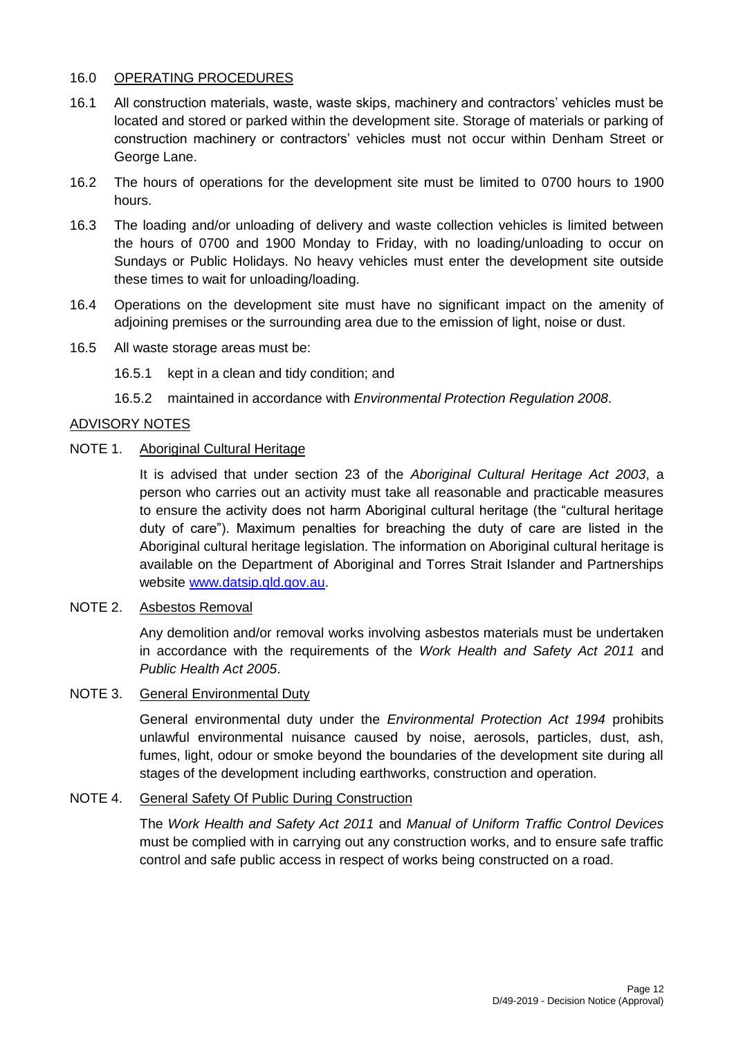## 16.0 OPERATING PROCEDURES

16.1 All construction materials, waste, waste skips, machinery and contractors' vehicles must be located and stored or parked within the development site. Storage of materials or parking of construction machinery or contractors' vehicles must not occur within Denham Street or George Lane.

16.2 The hours of operations for the development site must be limited to 0700 hours to 1900 hours.

16.3 The loading and/or unloading of delivery and waste collection vehicles is limited between the hours of 0700 and 1900 Monday to Friday, with no loading/unloading to occur on Sundays or Public Holidays. No heavy vehicles must enter the development site outside these times to wait for unloading/loading.

16.4 Operations on the development site must have no significant impact on the amenity of adjoining premises or the surrounding area due to the emission of light, noise or dust.

16.5 All waste storage areas must be:

16.5.1 kept in a clean and tidy condition; and

16.5.2 maintained in accordance with *Environmental Protection Regulation 2008*.

## ADVISORY NOTES

NOTE 1. Aboriginal Cultural Heritage

It is advised that under section 23 of the *Aboriginal Cultural Heritage Act 2003*, a person who carries out an activity must take all reasonable and practicable measures to ensure the activity does not harm Aboriginal cultural heritage (the "cultural heritage duty of care"). Maximum penalties for breaching the duty of care are listed in the Aboriginal cultural heritage legislation. The information on Aboriginal cultural heritage is available on the Department of Aboriginal and Torres Strait Islander and Partnerships website www.datsip.qld.gov.au.

NOTE 2. Asbestos Removal

Any demolition and/or removal works involving asbestos materials must be undertaken in accordance with the requirements of the *Work Health and Safety Act 2011* and *Public Health Act 2005*.

NOTE 3. General Environmental Duty

General environmental duty under the *Environmental Protection Act 1994* prohibits unlawful environmental nuisance caused by noise, aerosols, particles, dust, ash, fumes, light, odour or smoke beyond the boundaries of the development site during all stages of the development including earthworks, construction and operation.

NOTE 4. General Safety Of Public During Construction

The *Work Health and Safety Act 2011* and *Manual of Uniform Traffic Control Devices* must be complied with in carrying out any construction works, and to ensure safe traffic control and safe public access in respect of works being constructed on a road.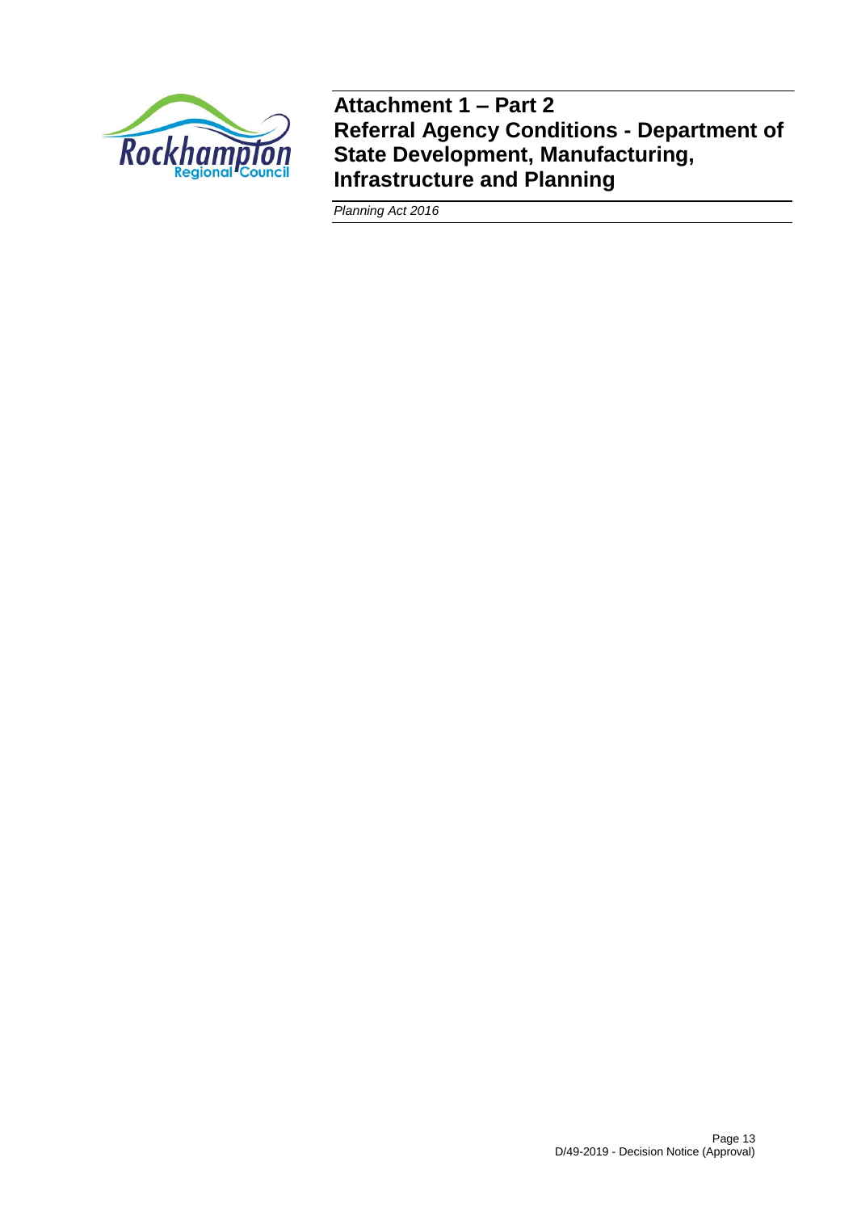# Attachment 1 – Part 2
# Referral Agency Conditions - Department of State Development, Manufacturing, Infrastructure and Planning

*Planning Act 2016*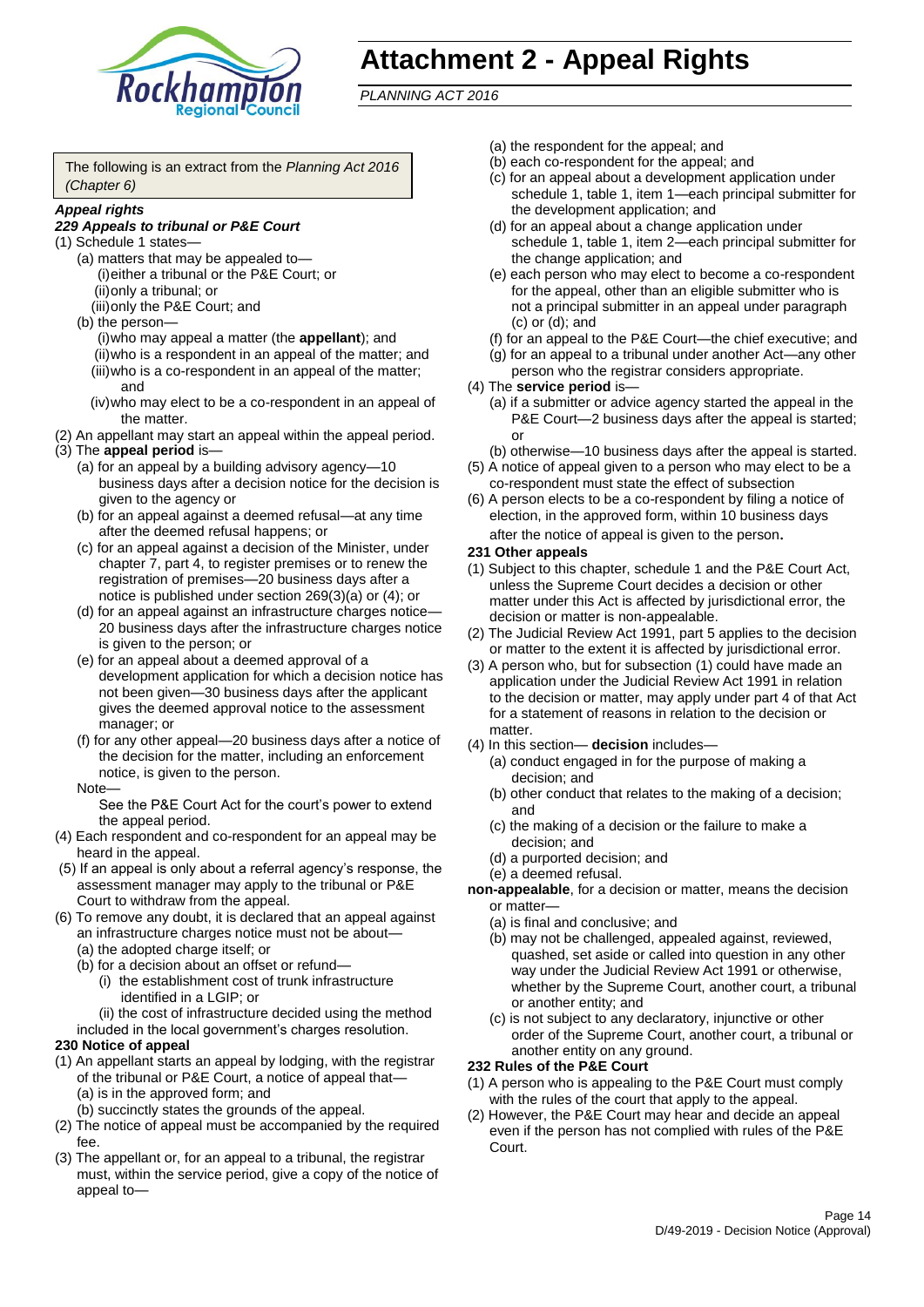# Attachment 2 - Appeal Rights

*PLANNING ACT 2016*

The following is an extract from the *Planning Act 2016 (Chapter 6)*

***Appeal rights***

***229 Appeals to tribunal or P&E Court***

(1) Schedule 1 states—

- (a) matters that may be appealed to—
  - (i) either a tribunal or the P&E Court; or
  - (ii) only a tribunal; or
  - (iii) only the P&E Court; and
- (b) the person—
  - (i) who may appeal a matter (the **appellant**); and
  - (ii) who is a respondent in an appeal of the matter; and
  - (iii) who is a co-respondent in an appeal of the matter; and
  - (iv) who may elect to be a co-respondent in an appeal of the matter.

(2) An appellant may start an appeal within the appeal period.

(3) The **appeal period** is—

- (a) for an appeal by a building advisory agency—10 business days after a decision notice for the decision is given to the agency or
- (b) for an appeal against a deemed refusal—at any time after the deemed refusal happens; or
- (c) for an appeal against a decision of the Minister, under chapter 7, part 4, to register premises or to renew the registration of premises—20 business days after a notice is published under section 269(3)(a) or (4); or
- (d) for an appeal against an infrastructure charges notice—20 business days after the infrastructure charges notice is given to the person; or
- (e) for an appeal about a deemed approval of a development application for which a decision notice has not been given—30 business days after the applicant gives the deemed approval notice to the assessment manager; or
- (f) for any other appeal—20 business days after a notice of the decision for the matter, including an enforcement notice, is given to the person.

  Note—

  See the P&E Court Act for the court's power to extend the appeal period.

(4) Each respondent and co-respondent for an appeal may be heard in the appeal.

(5) If an appeal is only about a referral agency's response, the assessment manager may apply to the tribunal or P&E Court to withdraw from the appeal.

(6) To remove any doubt, it is declared that an appeal against an infrastructure charges notice must not be about—

- (a) the adopted charge itself; or
- (b) for a decision about an offset or refund—
  - (i) the establishment cost of trunk infrastructure identified in a LGIP; or
  - (ii) the cost of infrastructure decided using the method included in the local government's charges resolution.

**230 Notice of appeal**

(1) An appellant starts an appeal by lodging, with the registrar of the tribunal or P&E Court, a notice of appeal that—

- (a) is in the approved form; and
- (b) succinctly states the grounds of the appeal.

(2) The notice of appeal must be accompanied by the required fee.

(3) The appellant or, for an appeal to a tribunal, the registrar must, within the service period, give a copy of the notice of appeal to—

- (a) the respondent for the appeal; and
- (b) each co-respondent for the appeal; and
- (c) for an appeal about a development application under schedule 1, table 1, item 1—each principal submitter for the development application; and
- (d) for an appeal about a change application under schedule 1, table 1, item 2—each principal submitter for the change application; and
- (e) each person who may elect to become a co-respondent for the appeal, other than an eligible submitter who is not a principal submitter in an appeal under paragraph (c) or (d); and
- (f) for an appeal to the P&E Court—the chief executive; and
- (g) for an appeal to a tribunal under another Act—any other person who the registrar considers appropriate.

(4) The **service period** is—

- (a) if a submitter or advice agency started the appeal in the P&E Court—2 business days after the appeal is started; or
- (b) otherwise—10 business days after the appeal is started.

(5) A notice of appeal given to a person who may elect to be a co-respondent must state the effect of subsection

(6) A person elects to be a co-respondent by filing a notice of election, in the approved form, within 10 business days after the notice of appeal is given to the person**.**

**231 Other appeals**

(1) Subject to this chapter, schedule 1 and the P&E Court Act, unless the Supreme Court decides a decision or other matter under this Act is affected by jurisdictional error, the decision or matter is non-appealable.

(2) The Judicial Review Act 1991, part 5 applies to the decision or matter to the extent it is affected by jurisdictional error.

(3) A person who, but for subsection (1) could have made an application under the Judicial Review Act 1991 in relation to the decision or matter, may apply under part 4 of that Act for a statement of reasons in relation to the decision or matter.

(4) In this section— **decision** includes—

- (a) conduct engaged in for the purpose of making a decision; and
- (b) other conduct that relates to the making of a decision; and
- (c) the making of a decision or the failure to make a decision; and
- (d) a purported decision; and
- (e) a deemed refusal.

**non-appealable**, for a decision or matter, means the decision or matter—

- (a) is final and conclusive; and
- (b) may not be challenged, appealed against, reviewed, quashed, set aside or called into question in any other way under the Judicial Review Act 1991 or otherwise, whether by the Supreme Court, another court, a tribunal or another entity; and
- (c) is not subject to any declaratory, injunctive or other order of the Supreme Court, another court, a tribunal or another entity on any ground.

**232 Rules of the P&E Court**

(1) A person who is appealing to the P&E Court must comply with the rules of the court that apply to the appeal.

(2) However, the P&E Court may hear and decide an appeal even if the person has not complied with rules of the P&E Court.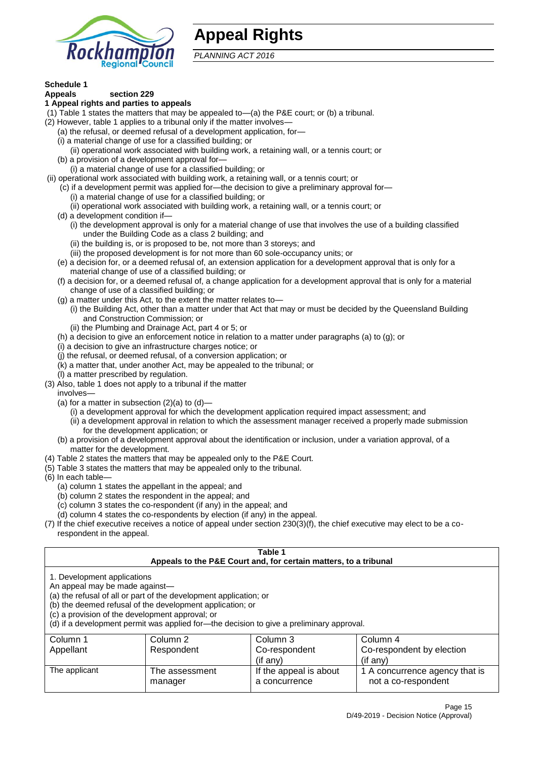# Appeal Rights

*PLANNING ACT 2016*

**Schedule 1**

**Appeals section 229**

**1 Appeal rights and parties to appeals**

(1) Table 1 states the matters that may be appealed to—(a) the P&E court; or (b) a tribunal.

(2) However, table 1 applies to a tribunal only if the matter involves—

(a) the refusal, or deemed refusal of a development application, for—

(i) a material change of use for a classified building; or

(ii) operational work associated with building work, a retaining wall, or a tennis court; or

(b) a provision of a development approval for—

(i) a material change of use for a classified building; or

(ii) operational work associated with building work, a retaining wall, or a tennis court; or

(c) if a development permit was applied for—the decision to give a preliminary approval for—

(i) a material change of use for a classified building; or

(ii) operational work associated with building work, a retaining wall, or a tennis court; or

(d) a development condition if—

(i) the development approval is only for a material change of use that involves the use of a building classified under the Building Code as a class 2 building; and

(ii) the building is, or is proposed to be, not more than 3 storeys; and

(iii) the proposed development is for not more than 60 sole-occupancy units; or

(e) a decision for, or a deemed refusal of, an extension application for a development approval that is only for a material change of use of a classified building; or

(f) a decision for, or a deemed refusal of, a change application for a development approval that is only for a material change of use of a classified building; or

(g) a matter under this Act, to the extent the matter relates to—

(i) the Building Act, other than a matter under that Act that may or must be decided by the Queensland Building and Construction Commission; or

(ii) the Plumbing and Drainage Act, part 4 or 5; or

(h) a decision to give an enforcement notice in relation to a matter under paragraphs (a) to (g); or

(i) a decision to give an infrastructure charges notice; or

(j) the refusal, or deemed refusal, of a conversion application; or

(k) a matter that, under another Act, may be appealed to the tribunal; or

(l) a matter prescribed by regulation.

(3) Also, table 1 does not apply to a tribunal if the matter involves—

(a) for a matter in subsection (2)(a) to (d)—

(i) a development approval for which the development application required impact assessment; and

(ii) a development approval in relation to which the assessment manager received a properly made submission for the development application; or

(b) a provision of a development approval about the identification or inclusion, under a variation approval, of a matter for the development.

(4) Table 2 states the matters that may be appealed only to the P&E Court.

(5) Table 3 states the matters that may be appealed only to the tribunal.

(6) In each table—

(a) column 1 states the appellant in the appeal; and

(b) column 2 states the respondent in the appeal; and

(c) column 3 states the co-respondent (if any) in the appeal; and

(d) column 4 states the co-respondents by election (if any) in the appeal.

(7) If the chief executive receives a notice of appeal under section 230(3)(f), the chief executive may elect to be a co-respondent in the appeal.

**Table 1**
**Appeals to the P&E Court and, for certain matters, to a tribunal**

1. Development applications

An appeal may be made against—

(a) the refusal of all or part of the development application; or

(b) the deemed refusal of the development application; or

(c) a provision of the development approval; or

(d) if a development permit was applied for—the decision to give a preliminary approval.

| Column 1<br>Appellant | Column 2<br>Respondent | Column 3<br>Co-respondent<br>(if any) | Column 4<br>Co-respondent by election<br>(if any) |
|---|---|---|---|
| The applicant | The assessment manager | If the appeal is about a concurrence | 1 A concurrence agency that is not a co-respondent |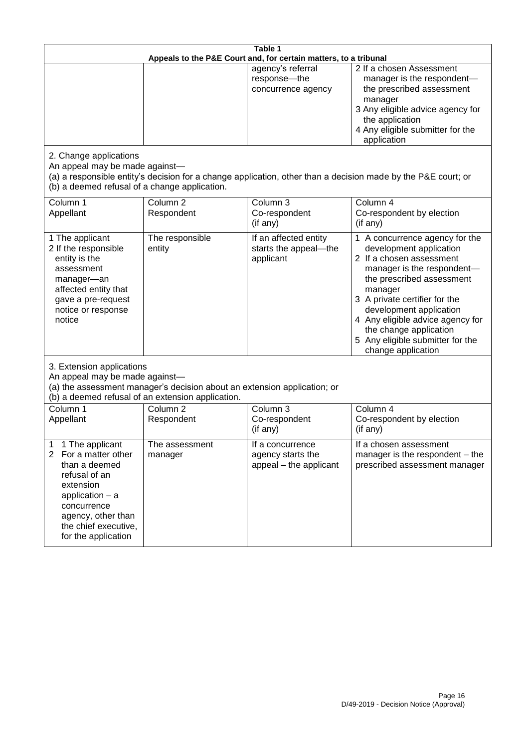**Table 1**
**Appeals to the P&E Court and, for certain matters, to a tribunal**

| | | | |
|---|---|---|---|
| | | agency's referral response—the concurrence agency | 2 If a chosen Assessment manager is the respondent—the prescribed assessment manager<br>3 Any eligible advice agency for the application<br>4 Any eligible submitter for the application |

2. Change applications

An appeal may be made against—

(a) a responsible entity's decision for a change application, other than a decision made by the P&E court; or

(b) a deemed refusal of a change application.

| Column 1<br>Appellant | Column 2<br>Respondent | Column 3<br>Co-respondent<br>(if any) | Column 4<br>Co-respondent by election<br>(if any) |
|---|---|---|---|
| 1 The applicant<br>2 If the responsible entity is the assessment manager—an affected entity that gave a pre-request notice or response notice | The responsible entity | If an affected entity starts the appeal—the applicant | 1 A concurrence agency for the development application<br>2 If a chosen assessment manager is the respondent—the prescribed assessment manager<br>3 A private certifier for the development application<br>4 Any eligible advice agency for the change application<br>5 Any eligible submitter for the change application |

3. Extension applications

An appeal may be made against—

(a) the assessment manager's decision about an extension application; or

(b) a deemed refusal of an extension application.

| Column 1<br>Appellant | Column 2<br>Respondent | Column 3<br>Co-respondent<br>(if any) | Column 4<br>Co-respondent by election<br>(if any) |
|---|---|---|---|
| 1 1 The applicant<br>2 For a matter other than a deemed refusal of an extension application – a concurrence agency, other than the chief executive, for the application | The assessment manager | If a concurrence agency starts the appeal – the applicant | If a chosen assessment manager is the respondent – the prescribed assessment manager |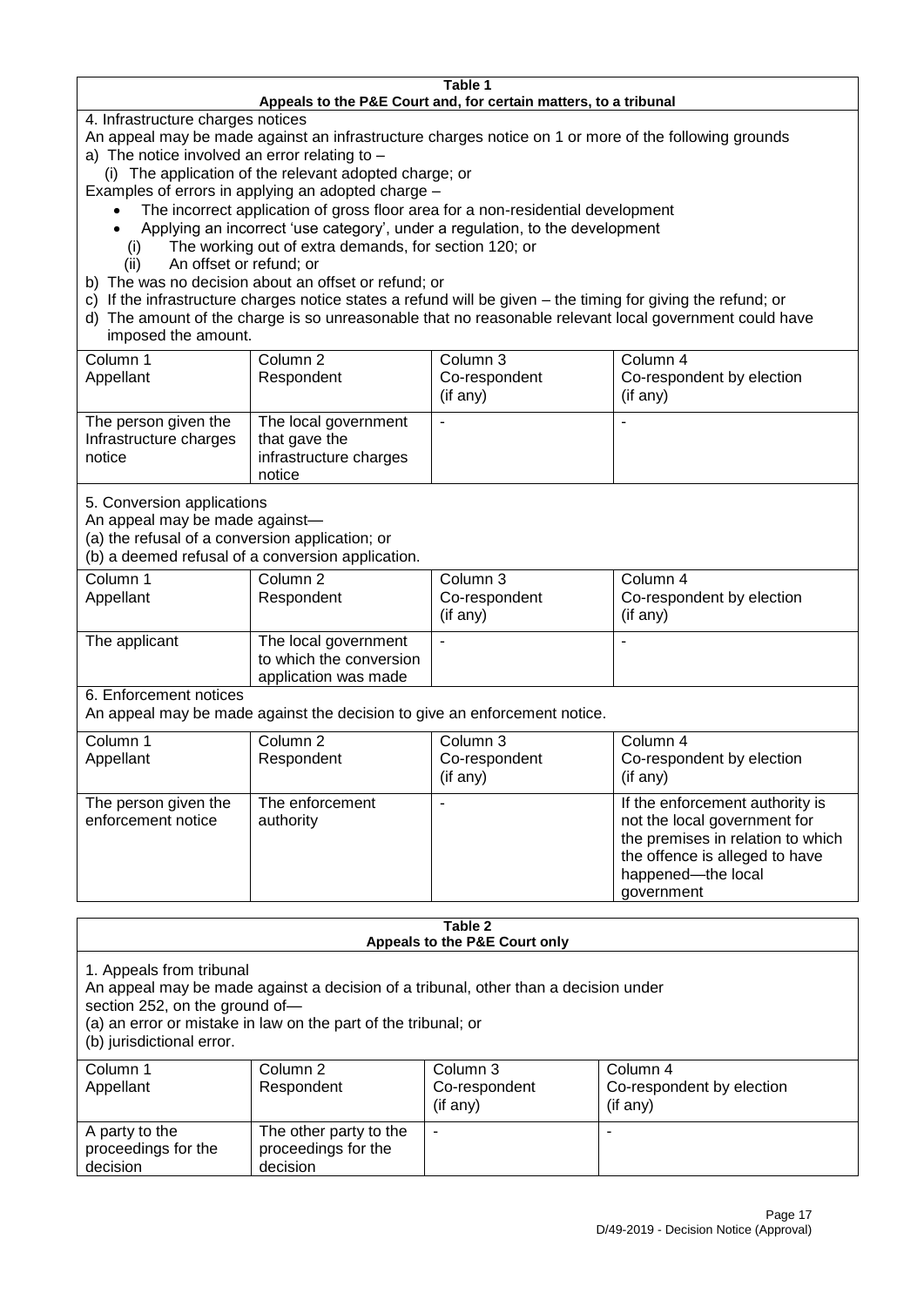**Table 1**
**Appeals to the P&E Court and, for certain matters, to a tribunal**

4. Infrastructure charges notices

An appeal may be made against an infrastructure charges notice on 1 or more of the following grounds

a) The notice involved an error relating to –

(i) The application of the relevant adopted charge; or

Examples of errors in applying an adopted charge –

- The incorrect application of gross floor area for a non-residential development
- Applying an incorrect 'use category', under a regulation, to the development

(i) The working out of extra demands, for section 120; or

(ii) An offset or refund; or

b) The was no decision about an offset or refund; or

c) If the infrastructure charges notice states a refund will be given – the timing for giving the refund; or

d) The amount of the charge is so unreasonable that no reasonable relevant local government could have imposed the amount.

| Column 1 Appellant | Column 2 Respondent | Column 3 Co-respondent (if any) | Column 4 Co-respondent by election (if any) |
|---|---|---|---|
| The person given the Infrastructure charges notice | The local government that gave the infrastructure charges notice | - | - |

5. Conversion applications

An appeal may be made against—

(a) the refusal of a conversion application; or

(b) a deemed refusal of a conversion application.

| Column 1 Appellant | Column 2 Respondent | Column 3 Co-respondent (if any) | Column 4 Co-respondent by election (if any) |
|---|---|---|---|
| The applicant | The local government to which the conversion application was made | - | - |

6. Enforcement notices

An appeal may be made against the decision to give an enforcement notice.

| Column 1 Appellant | Column 2 Respondent | Column 3 Co-respondent (if any) | Column 4 Co-respondent by election (if any) |
|---|---|---|---|
| The person given the enforcement notice | The enforcement authority | - | If the enforcement authority is not the local government for the premises in relation to which the offence is alleged to have happened—the local government |

**Table 2**
**Appeals to the P&E Court only**

1. Appeals from tribunal

An appeal may be made against a decision of a tribunal, other than a decision under section 252, on the ground of—

(a) an error or mistake in law on the part of the tribunal; or

(b) jurisdictional error.

| Column 1 Appellant | Column 2 Respondent | Column 3 Co-respondent (if any) | Column 4 Co-respondent by election (if any) |
|---|---|---|---|
| A party to the proceedings for the decision | The other party to the proceedings for the decision | - | - |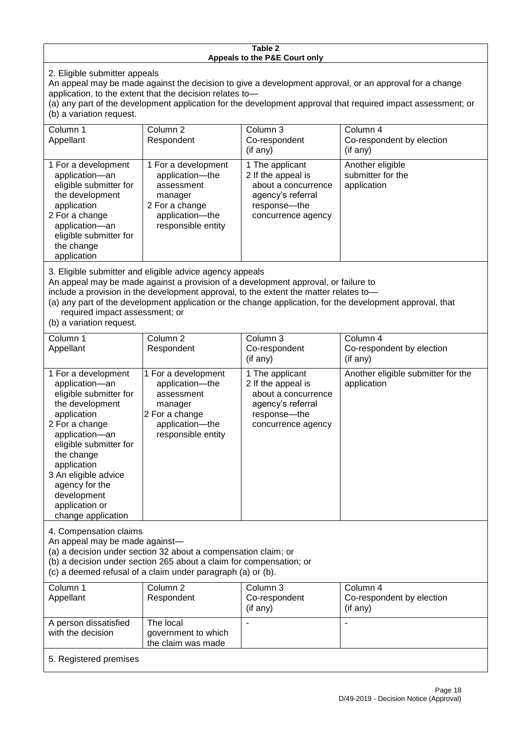**Table 2**
**Appeals to the P&E Court only**

2. Eligible submitter appeals

An appeal may be made against the decision to give a development approval, or an approval for a change application, to the extent that the decision relates to—

(a) any part of the development application for the development approval that required impact assessment; or

(b) a variation request.

| Column 1<br>Appellant | Column 2<br>Respondent | Column 3<br>Co-respondent<br>(if any) | Column 4<br>Co-respondent by election<br>(if any) |
|---|---|---|---|
| 1 For a development application—an eligible submitter for the development application<br>2 For a change application—an eligible submitter for the change application | 1 For a development application—the assessment manager<br>2 For a change application—the responsible entity | 1 The applicant<br>2 If the appeal is about a concurrence agency's referral response—the concurrence agency | Another eligible submitter for the application |

3. Eligible submitter and eligible advice agency appeals

An appeal may be made against a provision of a development approval, or failure to include a provision in the development approval, to the extent the matter relates to—

(a) any part of the development application or the change application, for the development approval, that required impact assessment; or

(b) a variation request.

| Column 1<br>Appellant | Column 2<br>Respondent | Column 3<br>Co-respondent<br>(if any) | Column 4<br>Co-respondent by election<br>(if any) |
|---|---|---|---|
| 1 For a development application—an eligible submitter for the development application<br>2 For a change application—an eligible submitter for the change application<br>3 An eligible advice agency for the development application or change application | 1 For a development application—the assessment manager<br>2 For a change application—the responsible entity | 1 The applicant<br>2 If the appeal is about a concurrence agency's referral response—the concurrence agency | Another eligible submitter for the application |

4. Compensation claims

An appeal may be made against—

(a) a decision under section 32 about a compensation claim; or

(b) a decision under section 265 about a claim for compensation; or

(c) a deemed refusal of a claim under paragraph (a) or (b).

| Column 1<br>Appellant | Column 2<br>Respondent | Column 3<br>Co-respondent<br>(if any) | Column 4<br>Co-respondent by election<br>(if any) |
|---|---|---|---|
| A person dissatisfied with the decision | The local government to which the claim was made | - | - |

5. Registered premises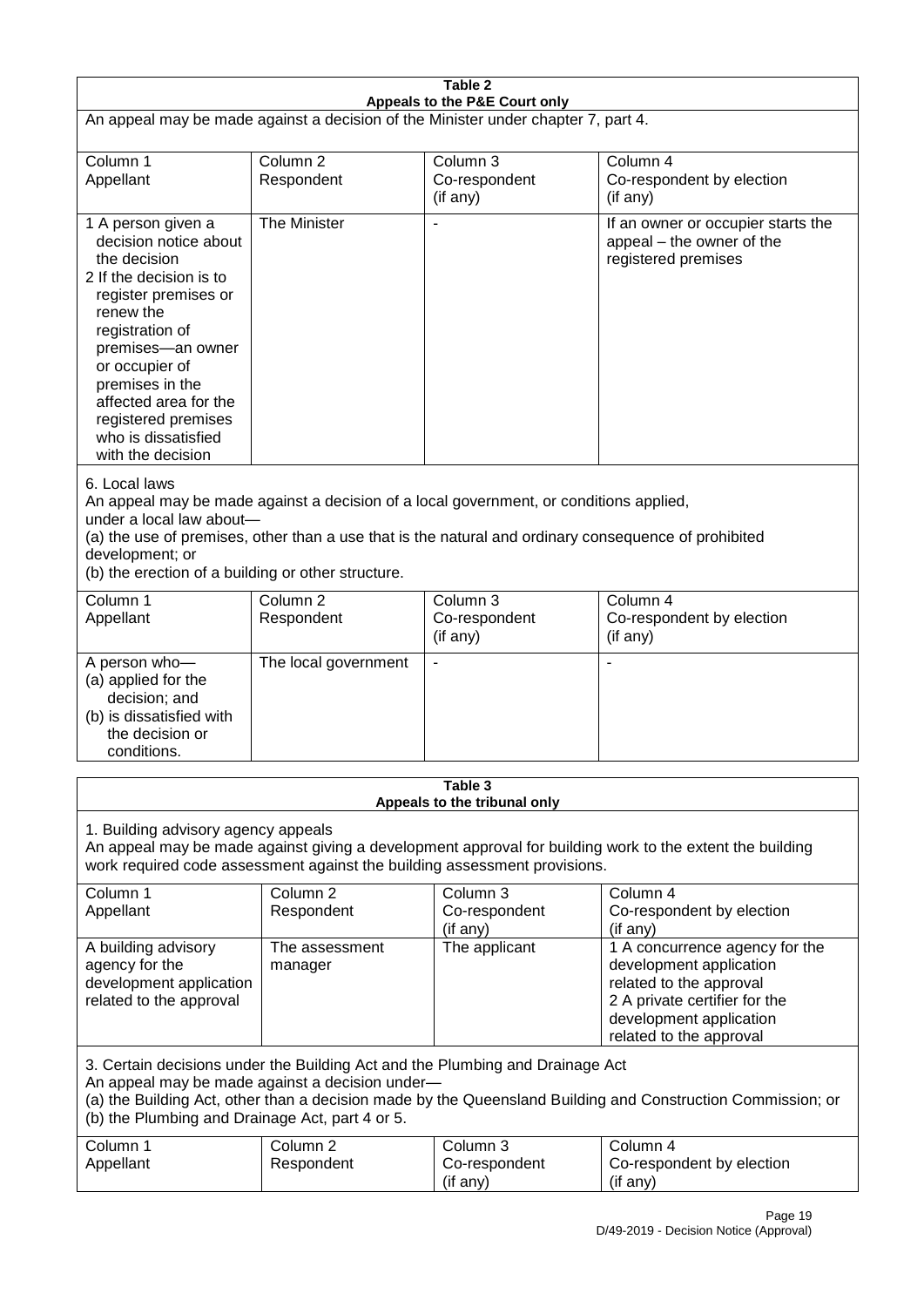**Table 2**
**Appeals to the P&E Court only**

An appeal may be made against a decision of the Minister under chapter 7, part 4.

| Column 1<br>Appellant | Column 2<br>Respondent | Column 3<br>Co-respondent<br>(if any) | Column 4<br>Co-respondent by election<br>(if any) |
|---|---|---|---|
| 1 A person given a decision notice about the decision<br>2 If the decision is to register premises or renew the registration of premises—an owner or occupier of premises in the affected area for the registered premises who is dissatisfied with the decision | The Minister | - | If an owner or occupier starts the appeal – the owner of the registered premises |

6. Local laws

An appeal may be made against a decision of a local government, or conditions applied, under a local law about—

(a) the use of premises, other than a use that is the natural and ordinary consequence of prohibited development; or

(b) the erection of a building or other structure.

| Column 1<br>Appellant | Column 2<br>Respondent | Column 3<br>Co-respondent<br>(if any) | Column 4<br>Co-respondent by election<br>(if any) |
|---|---|---|---|
| A person who—<br>(a) applied for the decision; and<br>(b) is dissatisfied with the decision or conditions. | The local government | - | - |

**Table 3**
**Appeals to the tribunal only**

1. Building advisory agency appeals

An appeal may be made against giving a development approval for building work to the extent the building work required code assessment against the building assessment provisions.

| Column 1<br>Appellant | Column 2<br>Respondent | Column 3<br>Co-respondent<br>(if any) | Column 4<br>Co-respondent by election<br>(if any) |
|---|---|---|---|
| A building advisory agency for the development application related to the approval | The assessment manager | The applicant | 1 A concurrence agency for the development application related to the approval<br>2 A private certifier for the development application related to the approval |

3. Certain decisions under the Building Act and the Plumbing and Drainage Act

An appeal may be made against a decision under—

(a) the Building Act, other than a decision made by the Queensland Building and Construction Commission; or

(b) the Plumbing and Drainage Act, part 4 or 5.

| Column 1<br>Appellant | Column 2<br>Respondent | Column 3<br>Co-respondent<br>(if any) | Column 4<br>Co-respondent by election<br>(if any) |
|---|---|---|---|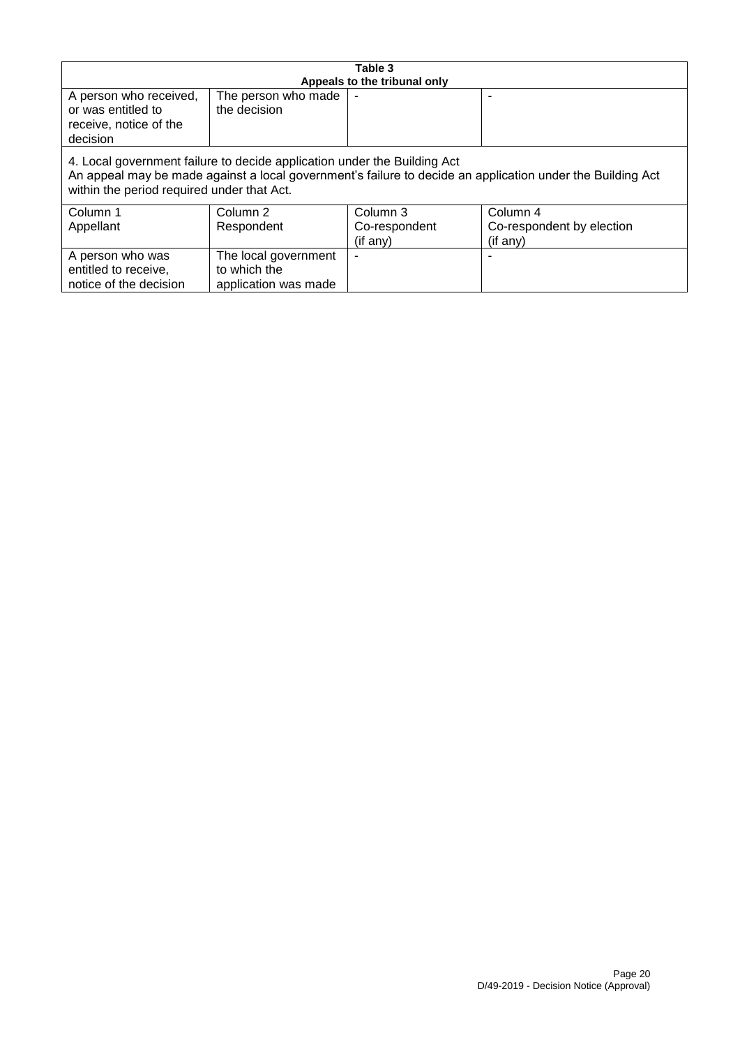| Table 3 Appeals to the tribunal only | | | |
|---|---|---|---|
| A person who received, or was entitled to receive, notice of the decision | The person who made the decision | - | - |
| 4. Local government failure to decide application under the Building Act<br>An appeal may be made against a local government's failure to decide an application under the Building Act within the period required under that Act. | | | |
| Column 1<br>Appellant | Column 2<br>Respondent | Column 3<br>Co-respondent (if any) | Column 4<br>Co-respondent by election (if any) |
| A person who was entitled to receive, notice of the decision | The local government to which the application was made | - | - |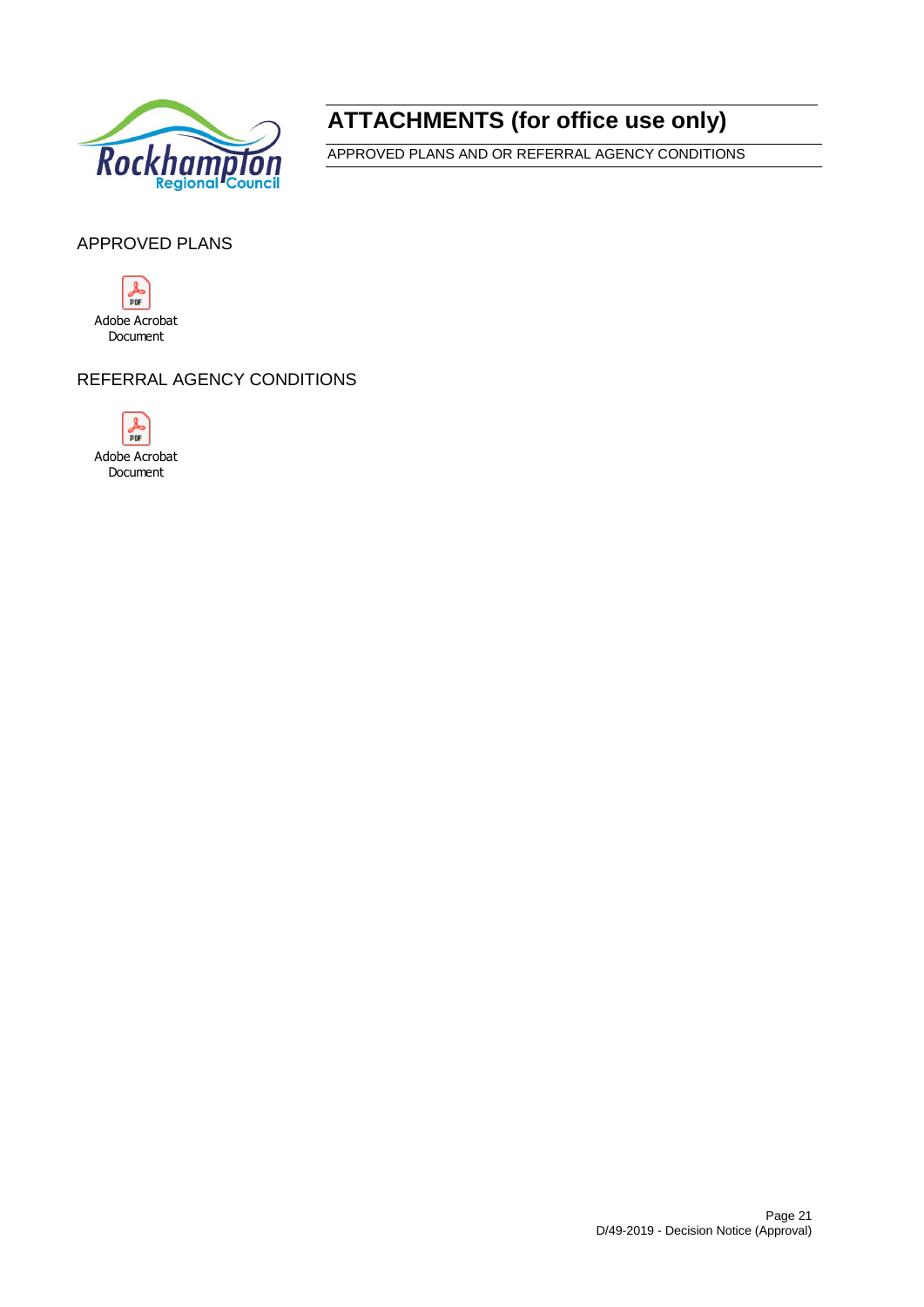# ATTACHMENTS (for office use only)

APPROVED PLANS AND OR REFERRAL AGENCY CONDITIONS

## APPROVED PLANS

Adobe Acrobat Document

## REFERRAL AGENCY CONDITIONS

Adobe Acrobat Document